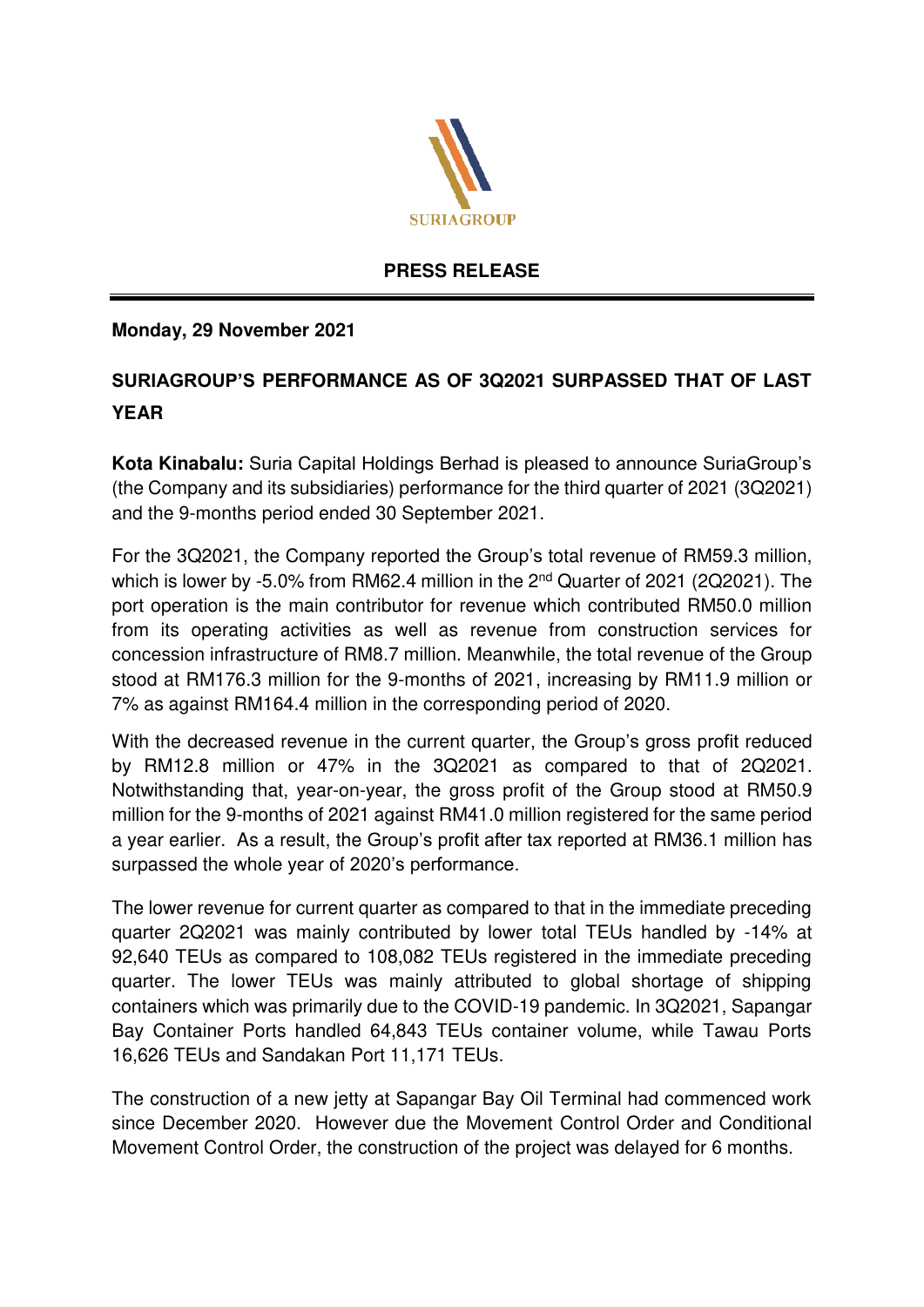SURIAGROUP

**PRESS RELEASE**

**Monday, 29 November 2021**

## SURIAGROUP'S PERFORMANCE AS OF 3Q2021 SURPASSED THAT OF LAST YEAR

**Kota Kinabalu:** Suria Capital Holdings Berhad is pleased to announce SuriaGroup's (the Company and its subsidiaries) performance for the third quarter of 2021 (3Q2021) and the 9-months period ended 30 September 2021.

For the 3Q2021, the Company reported the Group's total revenue of RM59.3 million, which is lower by -5.0% from RM62.4 million in the 2nd Quarter of 2021 (2Q2021). The port operation is the main contributor for revenue which contributed RM50.0 million from its operating activities as well as revenue from construction services for concession infrastructure of RM8.7 million. Meanwhile, the total revenue of the Group stood at RM176.3 million for the 9-months of 2021, increasing by RM11.9 million or 7% as against RM164.4 million in the corresponding period of 2020.

With the decreased revenue in the current quarter, the Group's gross profit reduced by RM12.8 million or 47% in the 3Q2021 as compared to that of 2Q2021. Notwithstanding that, year-on-year, the gross profit of the Group stood at RM50.9 million for the 9-months of 2021 against RM41.0 million registered for the same period a year earlier. As a result, the Group's profit after tax reported at RM36.1 million has surpassed the whole year of 2020's performance.

The lower revenue for current quarter as compared to that in the immediate preceding quarter 2Q2021 was mainly contributed by lower total TEUs handled by -14% at 92,640 TEUs as compared to 108,082 TEUs registered in the immediate preceding quarter. The lower TEUs was mainly attributed to global shortage of shipping containers which was primarily due to the COVID-19 pandemic. In 3Q2021, Sapangar Bay Container Ports handled 64,843 TEUs container volume, while Tawau Ports 16,626 TEUs and Sandakan Port 11,171 TEUs.

The construction of a new jetty at Sapangar Bay Oil Terminal had commenced work since December 2020. However due the Movement Control Order and Conditional Movement Control Order, the construction of the project was delayed for 6 months.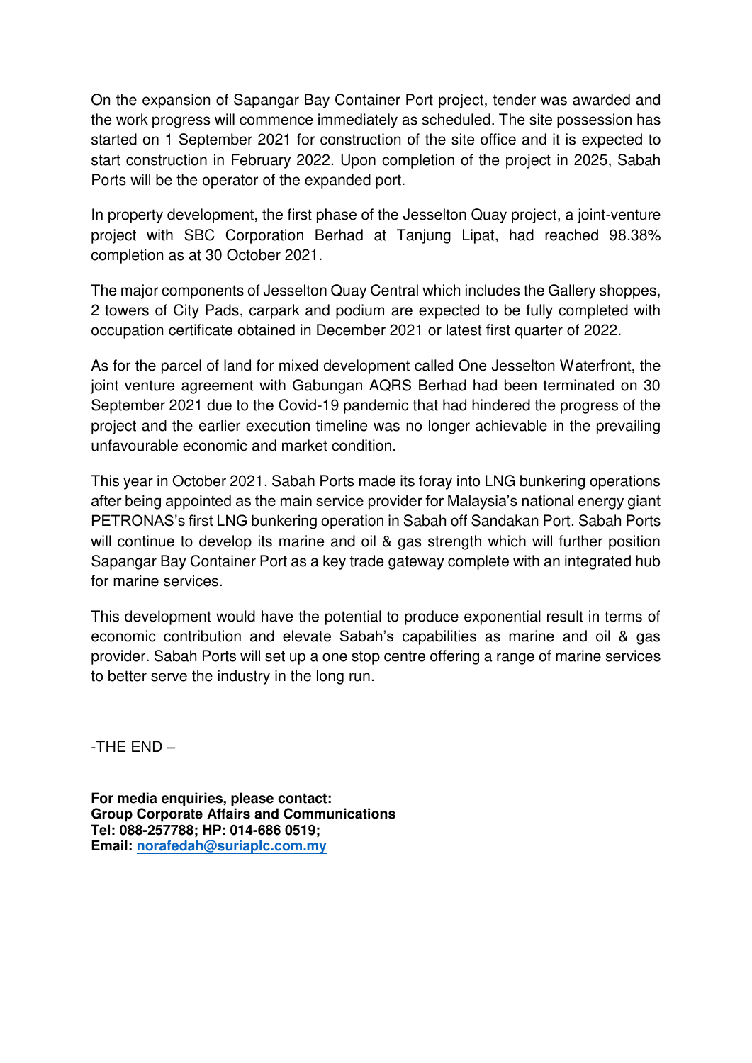On the expansion of Sapangar Bay Container Port project, tender was awarded and the work progress will commence immediately as scheduled. The site possession has started on 1 September 2021 for construction of the site office and it is expected to start construction in February 2022. Upon completion of the project in 2025, Sabah Ports will be the operator of the expanded port.

In property development, the first phase of the Jesselton Quay project, a joint-venture project with SBC Corporation Berhad at Tanjung Lipat, had reached 98.38% completion as at 30 October 2021.

The major components of Jesselton Quay Central which includes the Gallery shoppes, 2 towers of City Pads, carpark and podium are expected to be fully completed with occupation certificate obtained in December 2021 or latest first quarter of 2022.

As for the parcel of land for mixed development called One Jesselton Waterfront, the joint venture agreement with Gabungan AQRS Berhad had been terminated on 30 September 2021 due to the Covid-19 pandemic that had hindered the progress of the project and the earlier execution timeline was no longer achievable in the prevailing unfavourable economic and market condition.

This year in October 2021, Sabah Ports made its foray into LNG bunkering operations after being appointed as the main service provider for Malaysia's national energy giant PETRONAS's first LNG bunkering operation in Sabah off Sandakan Port. Sabah Ports will continue to develop its marine and oil & gas strength which will further position Sapangar Bay Container Port as a key trade gateway complete with an integrated hub for marine services.

This development would have the potential to produce exponential result in terms of economic contribution and elevate Sabah's capabilities as marine and oil & gas provider. Sabah Ports will set up a one stop centre offering a range of marine services to better serve the industry in the long run.

-THE END –

**For media enquiries, please contact:**
**Group Corporate Affairs and Communications**
**Tel: 088-257788; HP: 014-686 0519;**
**Email: norafedah@suriaplc.com.my**